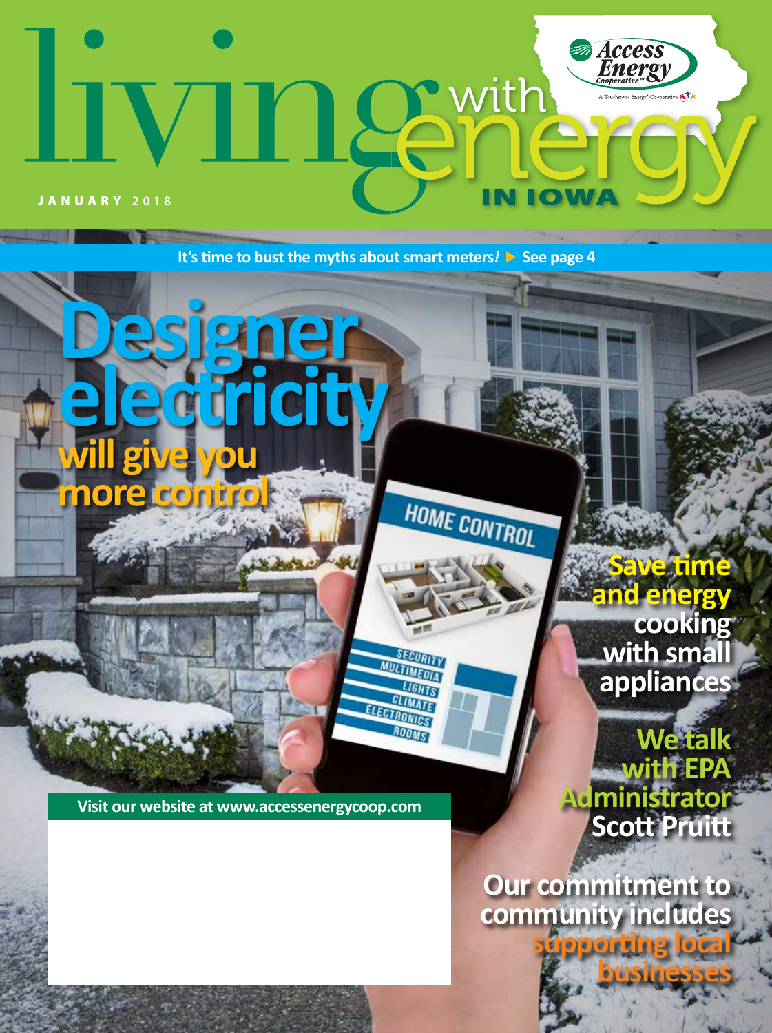# living with energy IN IOWA

Access Energy Cooperative

A Touchstone Energy® Cooperative

JANUARY 2018

It's time to bust the myths about smart meters! ▶ See page 4

## Designer electricity will give you more control

HOME CONTROL

SECURITY
MULTIMEDIA
LIGHTS
CLIMATE
ELECTRONICS
ROOMS

**Save time and energy cooking with small appliances**

**We talk with EPA Administrator Scott Pruitt**

**Our commitment to community includes supporting local businesses**

Visit our website at www.accessenergycoop.com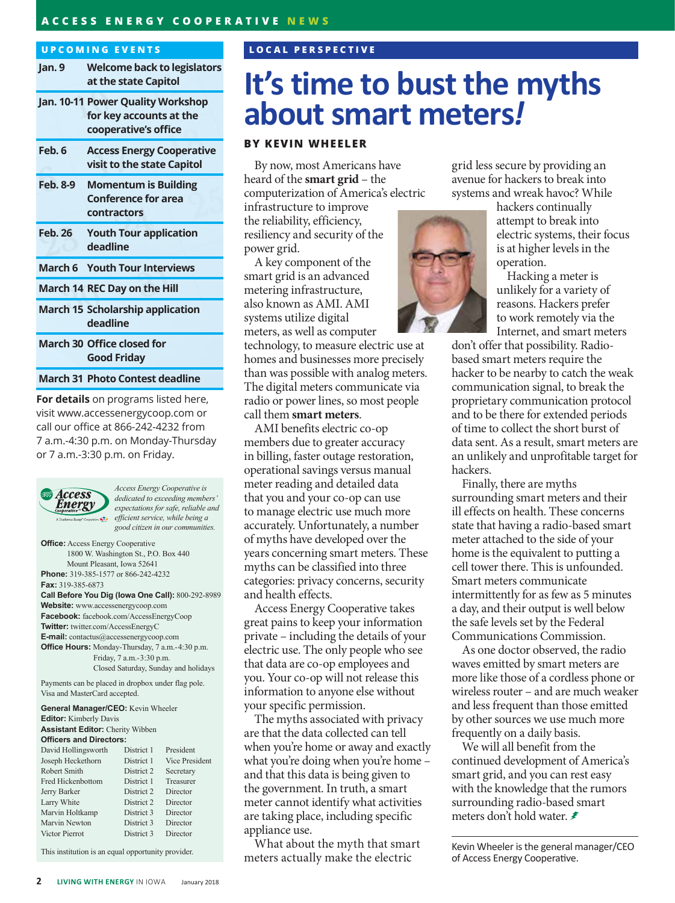ACCESS ENERGY COOPERATIVE NEWS

## UPCOMING EVENTS

| | |
|---|---|
| Jan. 9 | Welcome back to legislators at the state Capitol |
| Jan. 10-11 | Power Quality Workshop for key accounts at the cooperative's office |
| Feb. 6 | Access Energy Cooperative visit to the state Capitol |
| Feb. 8-9 | Momentum is Building Conference for area contractors |
| Feb. 26 | Youth Tour application deadline |
| March 6 | Youth Tour Interviews |
| March 14 | REC Day on the Hill |
| March 15 | Scholarship application deadline |
| March 30 | Office closed for Good Friday |
| March 31 | Photo Contest deadline |

**For details** on programs listed here, visit www.accessenergycoop.com or call our office at 866-242-4232 from 7 a.m.-4:30 p.m. on Monday-Thursday or 7 a.m.-3:30 p.m. on Friday.

*Access Energy Cooperative is dedicated to exceeding members' expectations for safe, reliable and efficient service, while being a good citizen in our communities.*

**Office:** Access Energy Cooperative
1800 W. Washington St., P.O. Box 440
Mount Pleasant, Iowa 52641
**Phone:** 319-385-1577 or 866-242-4232
**Fax:** 319-385-6873
**Call Before You Dig (Iowa One Call):** 800-292-8989
**Website:** www.accessenergycoop.com
**Facebook:** facebook.com/AccessEnergyCoop
**Twitter:** twitter.com/AccessEnergyC
**E-mail:** contactus@accessenergycoop.com
**Office Hours:** Monday-Thursday, 7 a.m.-4:30 p.m.
Friday, 7 a.m.-3:30 p.m.
Closed Saturday, Sunday and holidays

Payments can be placed in dropbox under flag pole. Visa and MasterCard accepted.

**General Manager/CEO:** Kevin Wheeler
**Editor:** Kimberly Davis
**Assistant Editor:** Cherity Wibben
**Officers and Directors:**

| | | |
|---|---|---|
| David Hollingsworth | District 1 | President |
| Joseph Heckethorn | District 1 | Vice President |
| Robert Smith | District 2 | Secretary |
| Fred Hickenbottom | District 1 | Treasurer |
| Jerry Barker | District 2 | Director |
| Larry White | District 2 | Director |
| Marvin Holtkamp | District 3 | Director |
| Marvin Newton | District 3 | Director |
| Victor Pierrot | District 3 | Director |

This institution is an equal opportunity provider.

## LOCAL PERSPECTIVE

# It's time to bust the myths about smart meters!

**BY KEVIN WHEELER**

By now, most Americans have heard of the **smart grid** – the computerization of America's electric infrastructure to improve the reliability, efficiency, resiliency and security of the power grid.

A key component of the smart grid is an advanced metering infrastructure, also known as AMI. AMI systems utilize digital meters, as well as computer technology, to measure electric use at homes and businesses more precisely than was possible with analog meters. The digital meters communicate via radio or power lines, so most people call them **smart meters**.

AMI benefits electric co-op members due to greater accuracy in billing, faster outage restoration, operational savings versus manual meter reading and detailed data that you and your co-op can use to manage electric use much more accurately. Unfortunately, a number of myths have developed over the years concerning smart meters. These myths can be classified into three categories: privacy concerns, security and health effects.

Access Energy Cooperative takes great pains to keep your information private – including the details of your electric use. The only people who see that data are co-op employees and you. Your co-op will not release this information to anyone else without your specific permission.

The myths associated with privacy are that the data collected can tell when you're home or away and exactly what you're doing when you're home – and that this data is being given to the government. In truth, a smart meter cannot identify what activities are taking place, including specific appliance use.

What about the myth that smart meters actually make the electric grid less secure by providing an avenue for hackers to break into systems and wreak havoc? While hackers continually attempt to break into electric systems, their focus is at higher levels in the operation.

Hacking a meter is unlikely for a variety of reasons. Hackers prefer to work remotely via the Internet, and smart meters don't offer that possibility. Radio-based smart meters require the hacker to be nearby to catch the weak communication signal, to break the proprietary communication protocol and to be there for extended periods of time to collect the short burst of data sent. As a result, smart meters are an unlikely and unprofitable target for hackers.

Finally, there are myths surrounding smart meters and their ill effects on health. These concerns state that having a radio-based smart meter attached to the side of your home is the equivalent to putting a cell tower there. This is unfounded. Smart meters communicate intermittently for as few as 5 minutes a day, and their output is well below the safe levels set by the Federal Communications Commission.

As one doctor observed, the radio waves emitted by smart meters are more like those of a cordless phone or wireless router – and are much weaker and less frequent than those emitted by other sources we use much more frequently on a daily basis.

We will all benefit from the continued development of America's smart grid, and you can rest easy with the knowledge that the rumors surrounding radio-based smart meters don't hold water.

Kevin Wheeler is the general manager/CEO of Access Energy Cooperative.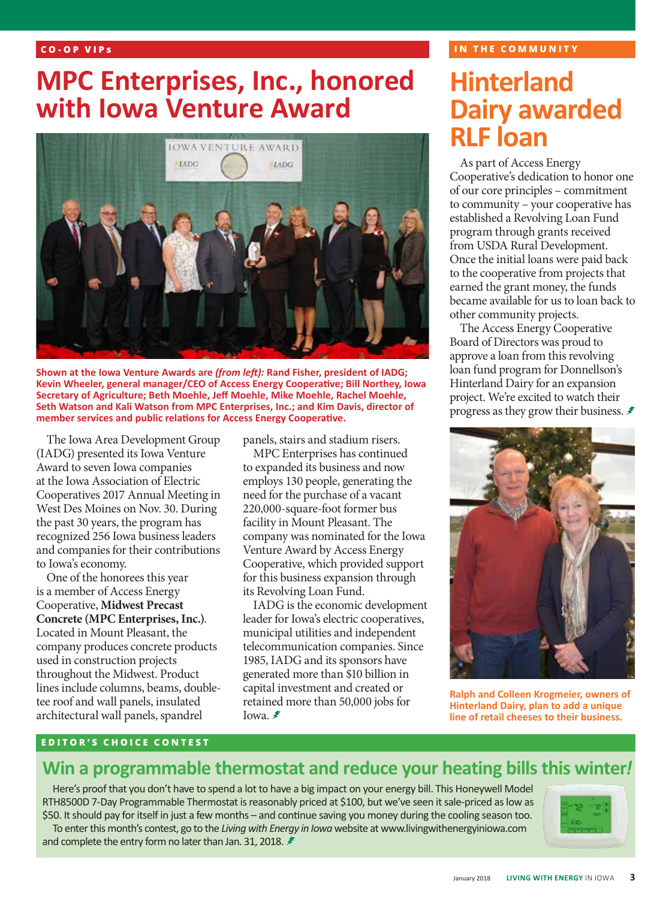CO-OP VIPs

# MPC Enterprises, Inc., honored with Iowa Venture Award

Shown at the Iowa Venture Awards are *(from left):* Rand Fisher, president of IADG; Kevin Wheeler, general manager/CEO of Access Energy Cooperative; Bill Northey, Iowa Secretary of Agriculture; Beth Moehle, Jeff Moehle, Mike Moehle, Rachel Moehle, Seth Watson and Kali Watson from MPC Enterprises, Inc.; and Kim Davis, director of member services and public relations for Access Energy Cooperative.

The Iowa Area Development Group (IADG) presented its Iowa Venture Award to seven Iowa companies at the Iowa Association of Electric Cooperatives 2017 Annual Meeting in West Des Moines on Nov. 30. During the past 30 years, the program has recognized 256 Iowa business leaders and companies for their contributions to Iowa's economy.

One of the honorees this year is a member of Access Energy Cooperative, **Midwest Precast Concrete (MPC Enterprises, Inc.)**. Located in Mount Pleasant, the company produces concrete products used in construction projects throughout the Midwest. Product lines include columns, beams, double-tee roof and wall panels, insulated architectural wall panels, spandrel panels, stairs and stadium risers.

MPC Enterprises has continued to expanded its business and now employs 130 people, generating the need for the purchase of a vacant 220,000-square-foot former bus facility in Mount Pleasant. The company was nominated for the Iowa Venture Award by Access Energy Cooperative, which provided support for this business expansion through its Revolving Loan Fund.

IADG is the economic development leader for Iowa's electric cooperatives, municipal utilities and independent telecommunication companies. Since 1985, IADG and its sponsors have generated more than $10 billion in capital investment and created or retained more than 50,000 jobs for Iowa.

IN THE COMMUNITY

# Hinterland Dairy awarded RLF loan

As part of Access Energy Cooperative's dedication to honor one of our core principles – commitment to community – your cooperative has established a Revolving Loan Fund program through grants received from USDA Rural Development. Once the initial loans were paid back to the cooperative from projects that earned the grant money, the funds became available for us to loan back to other community projects.

The Access Energy Cooperative Board of Directors was proud to approve a loan from this revolving loan fund program for Donnellson's Hinterland Dairy for an expansion project. We're excited to watch their progress as they grow their business.

Ralph and Colleen Krogmeier, owners of Hinterland Dairy, plan to add a unique line of retail cheeses to their business.

EDITOR'S CHOICE CONTEST

## Win a programmable thermostat and reduce your heating bills this winter!

Here's proof that you don't have to spend a lot to have a big impact on your energy bill. This Honeywell Model RTH8500D 7-Day Programmable Thermostat is reasonably priced at $100, but we've seen it sale-priced as low as $50. It should pay for itself in just a few months – and continue saving you money during the cooling season too.

To enter this month's contest, go to the *Living with Energy in Iowa* website at www.livingwithenergyiniowa.com and complete the entry form no later than Jan. 31, 2018.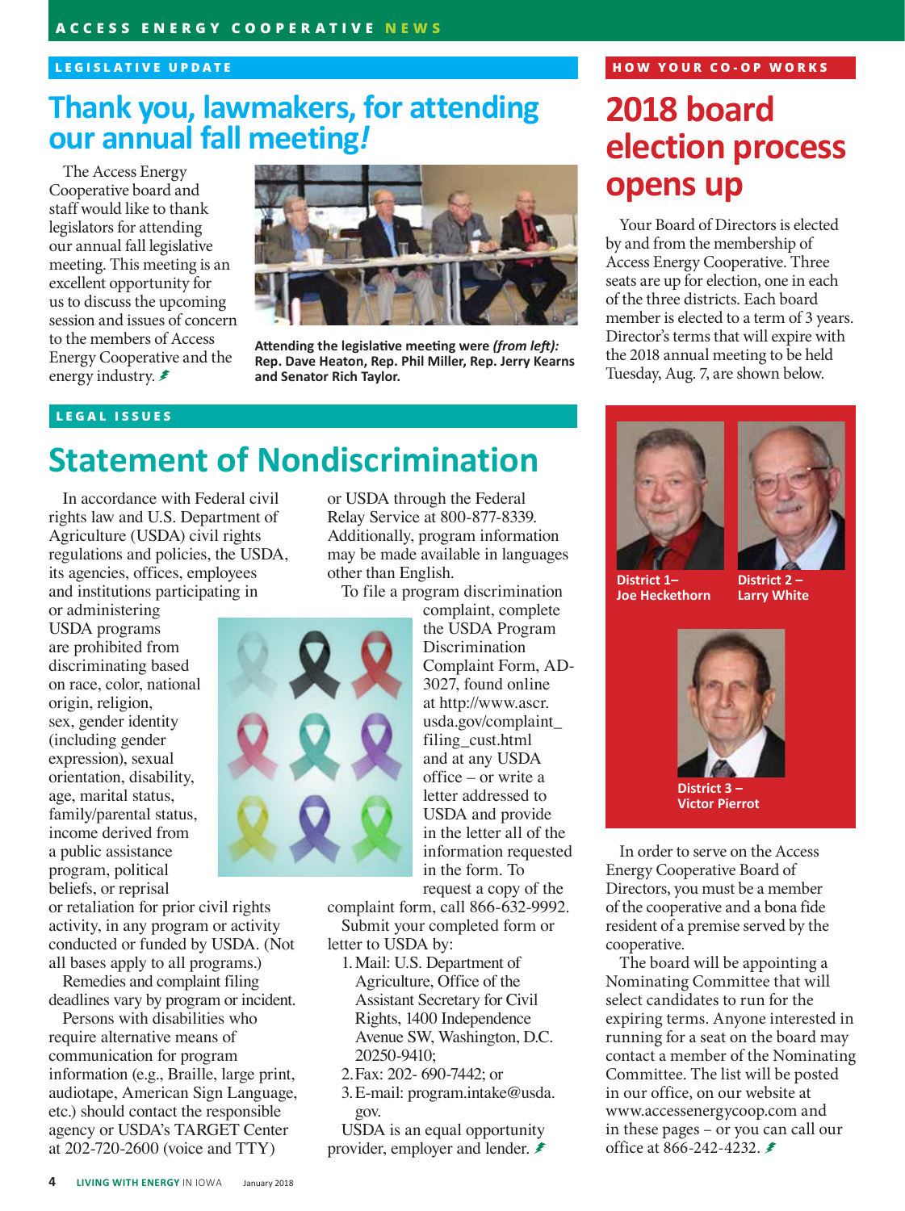LEGISLATIVE UPDATE

## Thank you, lawmakers, for attending our annual fall meeting!

The Access Energy Cooperative board and staff would like to thank legislators for attending our annual fall legislative meeting. This meeting is an excellent opportunity for us to discuss the upcoming session and issues of concern to the members of Access Energy Cooperative and the energy industry.

**Attending the legislative meeting were *(from left):* Rep. Dave Heaton, Rep. Phil Miller, Rep. Jerry Kearns and Senator Rich Taylor.**

LEGAL ISSUES

## Statement of Nondiscrimination

In accordance with Federal civil rights law and U.S. Department of Agriculture (USDA) civil rights regulations and policies, the USDA, its agencies, offices, employees and institutions participating in or administering USDA programs are prohibited from discriminating based on race, color, national origin, religion, sex, gender identity (including gender expression), sexual orientation, disability, age, marital status, family/parental status, income derived from a public assistance program, political beliefs, or reprisal or retaliation for prior civil rights activity, in any program or activity conducted or funded by USDA. (Not all bases apply to all programs.)

Remedies and complaint filing deadlines vary by program or incident.

Persons with disabilities who require alternative means of communication for program information (e.g., Braille, large print, audiotape, American Sign Language, etc.) should contact the responsible agency or USDA's TARGET Center at 202-720-2600 (voice and TTY) or USDA through the Federal Relay Service at 800-877-8339. Additionally, program information may be made available in languages other than English.

To file a program discrimination complaint, complete the USDA Program Discrimination Complaint Form, AD-3027, found online at http://www.ascr.usda.gov/complaint_filing_cust.html and at any USDA office – or write a letter addressed to USDA and provide in the letter all of the information requested in the form. To request a copy of the complaint form, call 866-632-9992.

Submit your completed form or letter to USDA by:

1. Mail: U.S. Department of Agriculture, Office of the Assistant Secretary for Civil Rights, 1400 Independence Avenue SW, Washington, D.C. 20250-9410;
2. Fax: 202- 690-7442; or
3. E-mail: program.intake@usda.gov.

USDA is an equal opportunity provider, employer and lender.

HOW YOUR CO-OP WORKS

## 2018 board election process opens up

Your Board of Directors is elected by and from the membership of Access Energy Cooperative. Three seats are up for election, one in each of the three districts. Each board member is elected to a term of 3 years. Director's terms that will expire with the 2018 annual meeting to be held Tuesday, Aug. 7, are shown below.

**District 1– Joe Heckethorn**

**District 2 – Larry White**

**District 3 – Victor Pierrot**

In order to serve on the Access Energy Cooperative Board of Directors, you must be a member of the cooperative and a bona fide resident of a premise served by the cooperative.

The board will be appointing a Nominating Committee that will select candidates to run for the expiring terms. Anyone interested in running for a seat on the board may contact a member of the Nominating Committee. The list will be posted in our office, on our website at www.accessenergycoop.com and in these pages – or you can call our office at 866-242-4232.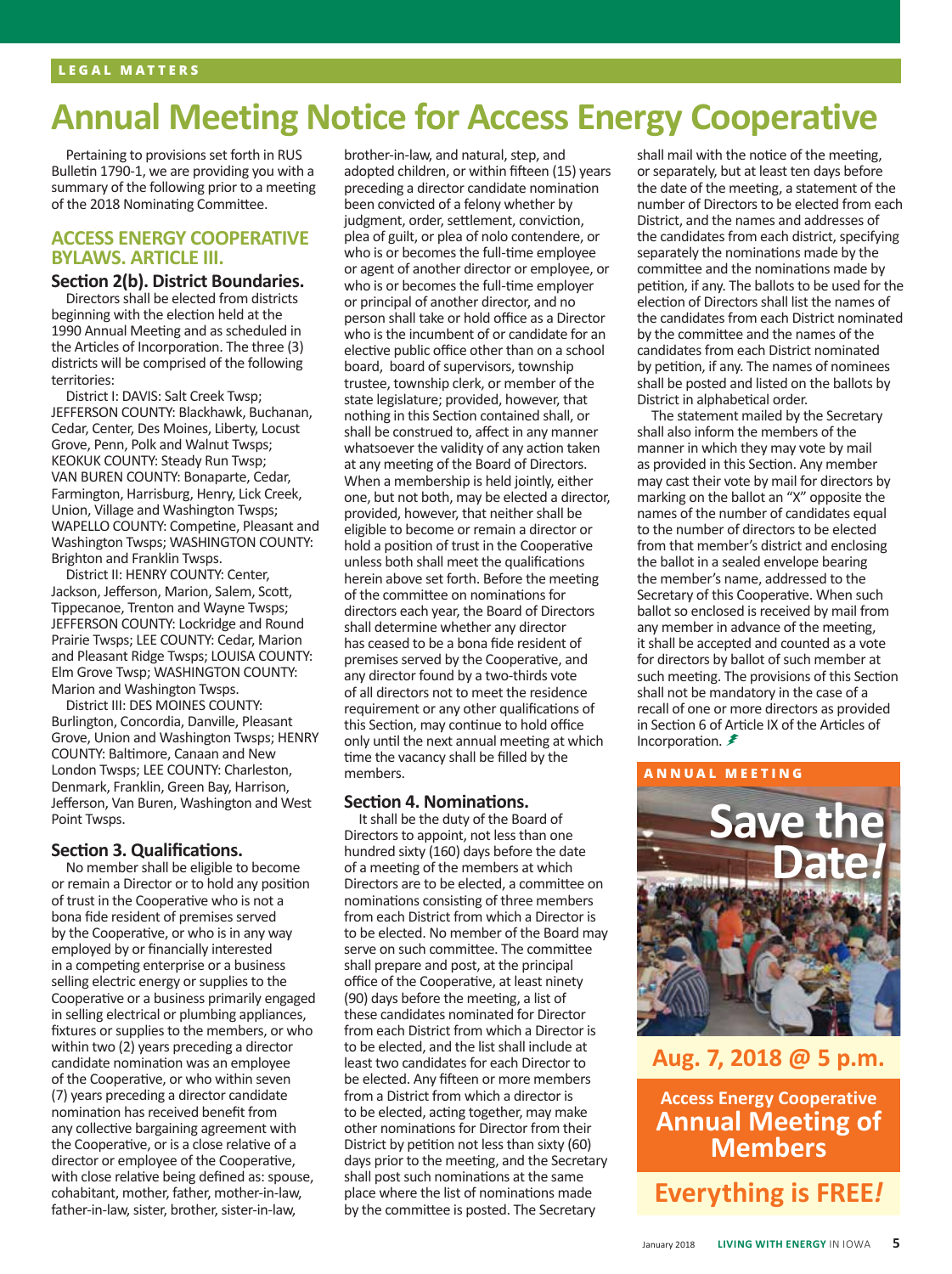LEGAL MATTERS

# Annual Meeting Notice for Access Energy Cooperative

Pertaining to provisions set forth in RUS Bulletin 1790-1, we are providing you with a summary of the following prior to a meeting of the 2018 Nominating Committee.

## ACCESS ENERGY COOPERATIVE BYLAWS. ARTICLE III.

### Section 2(b). District Boundaries.

Directors shall be elected from districts beginning with the election held at the 1990 Annual Meeting and as scheduled in the Articles of Incorporation. The three (3) districts will be comprised of the following territories:

District I: DAVIS: Salt Creek Twsp; JEFFERSON COUNTY: Blackhawk, Buchanan, Cedar, Center, Des Moines, Liberty, Locust Grove, Penn, Polk and Walnut Twsps; KEOKUK COUNTY: Steady Run Twsp; VAN BUREN COUNTY: Bonaparte, Cedar, Farmington, Harrisburg, Henry, Lick Creek, Union, Village and Washington Twsps; WAPELLO COUNTY: Competine, Pleasant and Washington Twsps; WASHINGTON COUNTY: Brighton and Franklin Twsps.

District II: HENRY COUNTY: Center, Jackson, Jefferson, Marion, Salem, Scott, Tippecanoe, Trenton and Wayne Twsps; JEFFERSON COUNTY: Lockridge and Round Prairie Twsps; LEE COUNTY: Cedar, Marion and Pleasant Ridge Twsps; LOUISA COUNTY: Elm Grove Twsp; WASHINGTON COUNTY: Marion and Washington Twsps.

District III: DES MOINES COUNTY: Burlington, Concordia, Danville, Pleasant Grove, Union and Washington Twsps; HENRY COUNTY: Baltimore, Canaan and New London Twsps; LEE COUNTY: Charleston, Denmark, Franklin, Green Bay, Harrison, Jefferson, Van Buren, Washington and West Point Twsps.

### Section 3. Qualifications.

No member shall be eligible to become or remain a Director or to hold any position of trust in the Cooperative who is not a bona fide resident of premises served by the Cooperative, or who is in any way employed by or financially interested in a competing enterprise or a business selling electric energy or supplies to the Cooperative or a business primarily engaged in selling electrical or plumbing appliances, fixtures or supplies to the members, or who within two (2) years preceding a director candidate nomination was an employee of the Cooperative, or who within seven (7) years preceding a director candidate nomination has received benefit from any collective bargaining agreement with the Cooperative, or is a close relative of a director or employee of the Cooperative, with close relative being defined as: spouse, cohabitant, mother, father, mother-in-law, father-in-law, sister, brother, sister-in-law, brother-in-law, and natural, step, and adopted children, or within fifteen (15) years preceding a director candidate nomination been convicted of a felony whether by judgment, order, settlement, conviction, plea of guilt, or plea of nolo contendere, or who is or becomes the full-time employee or agent of another director or employee, or who is or becomes the full-time employer or principal of another director, and no person shall take or hold office as a Director who is the incumbent of or candidate for an elective public office other than on a school board, board of supervisors, township trustee, township clerk, or member of the state legislature; provided, however, that nothing in this Section contained shall, or shall be construed to, affect in any manner whatsoever the validity of any action taken at any meeting of the Board of Directors. When a membership is held jointly, either one, but not both, may be elected a director, provided, however, that neither shall be eligible to become or remain a director or hold a position of trust in the Cooperative unless both shall meet the qualifications herein above set forth. Before the meeting of the committee on nominations for directors each year, the Board of Directors shall determine whether any director has ceased to be a bona fide resident of premises served by the Cooperative, and any director found by a two-thirds vote of all directors not to meet the residence requirement or any other qualifications of this Section, may continue to hold office only until the next annual meeting at which time the vacancy shall be filled by the members.

### Section 4. Nominations.

It shall be the duty of the Board of Directors to appoint, not less than one hundred sixty (160) days before the date of a meeting of the members at which Directors are to be elected, a committee on nominations consisting of three members from each District from which a Director is to be elected. No member of the Board may serve on such committee. The committee shall prepare and post, at the principal office of the Cooperative, at least ninety (90) days before the meeting, a list of these candidates nominated for Director from each District from which a Director is to be elected, and the list shall include at least two candidates for each Director to be elected. Any fifteen or more members from a District from which a director is to be elected, acting together, may make other nominations for Director from their District by petition not less than sixty (60) days prior to the meeting, and the Secretary shall post such nominations at the same place where the list of nominations made by the committee is posted. The Secretary shall mail with the notice of the meeting, or separately, but at least ten days before the date of the meeting, a statement of the number of Directors to be elected from each District, and the names and addresses of the candidates from each district, specifying separately the nominations made by the committee and the nominations made by petition, if any. The ballots to be used for the election of Directors shall list the names of the candidates from each District nominated by the committee and the names of the candidates from each District nominated by petition, if any. The names of nominees shall be posted and listed on the ballots by District in alphabetical order.

The statement mailed by the Secretary shall also inform the members of the manner in which they may vote by mail as provided in this Section. Any member may cast their vote by mail for directors by marking on the ballot an "X" opposite the names of the number of candidates equal to the number of directors to be elected from that member's district and enclosing the ballot in a sealed envelope bearing the member's name, addressed to the Secretary of this Cooperative. When such ballot so enclosed is received by mail from any member in advance of the meeting, it shall be accepted and counted as a vote for directors by ballot of such member at such meeting. The provisions of this Section shall not be mandatory in the case of a recall of one or more directors as provided in Section 6 of Article IX of the Articles of Incorporation.

ANNUAL MEETING

**Save the Date!**

**Aug. 7, 2018 @ 5 p.m.**

**Access Energy Cooperative Annual Meeting of Members**

**Everything is FREE!**